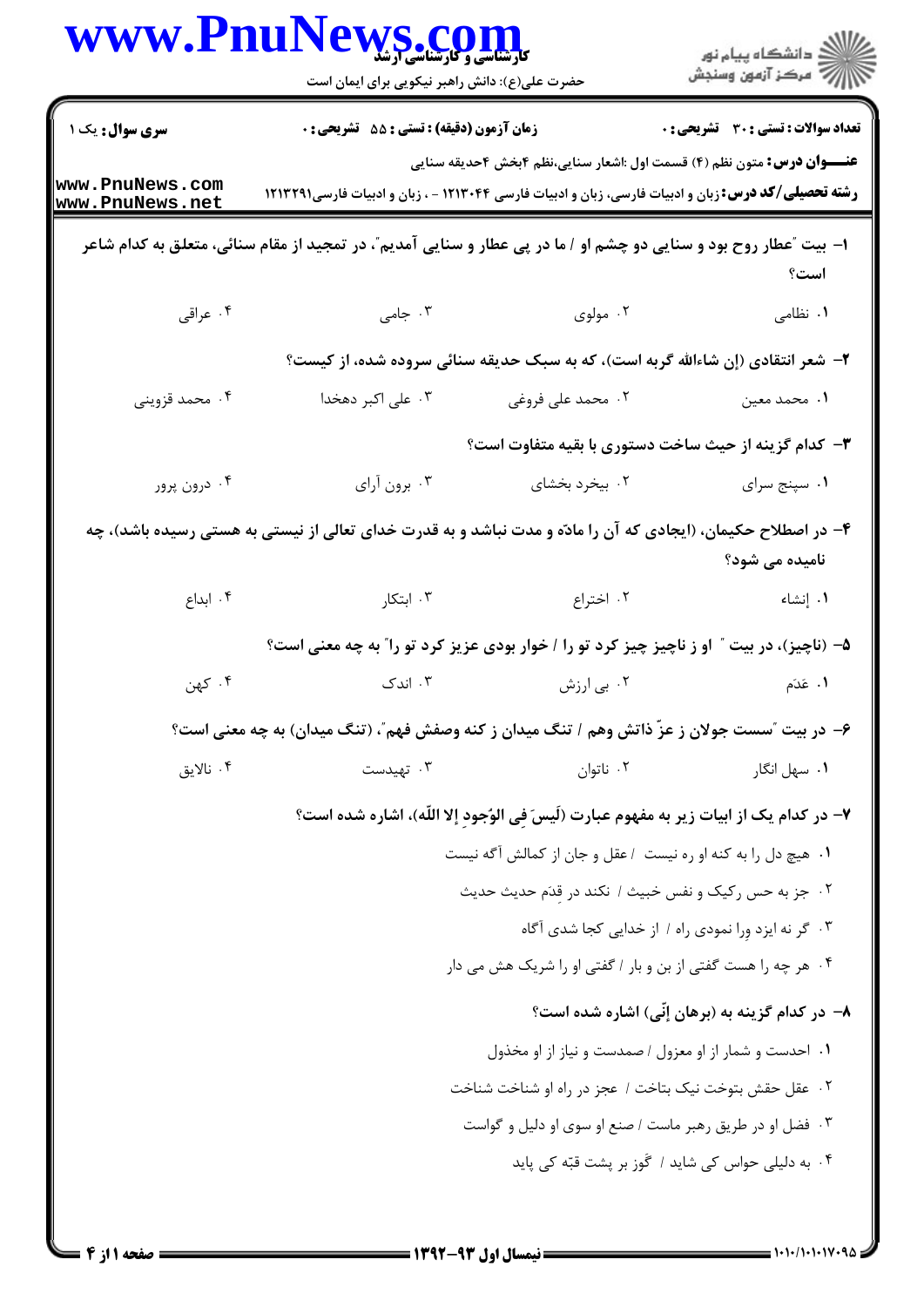**سری سوال:** یک ۱ | **زمان آزمون (دقیقه) : تستی : ۵۵ تشریحی : ۰** | **تعداد سوالات : تستی : ۳۰ تشریحی : ۰**

**عنـــوان درس:** متون نظم (۴) قسمت اول :اشعار سنایی،نظم ۴بخش ۴حدیقه سنایی

**رشته تحصیلی/کد درس:** زبان و ادبیات فارسی، زبان و ادبیات فارسی ۱۲۱۳۰۴۴ - ، زبان و ادبیات فارسی۱۲۱۳۲۹۱

۱- بیت "عطار روح بود و سنایی دو چشم او / ما در پی عطار و سنایی آمدیم"، در تمجید از مقام سنائی، متعلق به کدام شاعر است؟

۱. نظامی ۲. مولوی ۳. جامی ۴. عراقی

۲- شعر انتقادی (إن شاءالله گربه است)، که به سبک حدیقه سنائی سروده شده، از کیست؟

۱. محمد معین ۲. محمد علی فروغی ۳. علی اکبر دهخدا ۴. محمد قزوینی

۳- کدام گزینه از حیث ساخت دستوری با بقیه متفاوت است؟

۱. سپنج سرای ۲. بیخرد بخشای ۳. برون آرای ۴. درون پرور

۴- در اصطلاح حکیمان، (ایجادی که آن را مادّه و مدت نباشد و به قدرت خدای تعالی از نیستی به هستی رسیده باشد)، چه نامیده می شود؟

۱. إنشاء ۲. اختراع ۳. ابتکار ۴. ابداع

۵- (ناچیز)، در بیت " او ز ناچیز چیز کرد تو را / خوار بودی عزیز کرد تو را" به چه معنی است؟

۱. عَدَم ۲. بی ارزش ۳. اندک ۴. کهن

۶- در بیت "سست جولان ز عزّ ذاتش وهم / تنگ میدان ز کنه وصفش فهم"، (تنگ میدان) به چه معنی است؟

۱. سهل انگار ۲. ناتوان ۳. تهیدست ۴. نالایق

۷- در کدام یک از ابیات زیر به مفهوم عبارت (لَیسَ فِی الوُجودِ إلا اللّه)، اشاره شده است؟

۱. هیچ دل را به کنه او ره نیست / عقل و جان از کمالش آگه نیست

۲. جز به حس رکیک و نفس خبیث / نکند در قِدَم حدیث حدیث

۳. گر نه ایزد وِرا نمودی راه / از خدایی کجا شدی آگاه

۴. هر چه را هست گفتی از بن و بار / گفتی او را شریک هش می دار

۸- در کدام گزینه به (برهان إنّی) اشاره شده است؟

۱. احدست و شمار از او معزول / صمدست و نیاز از او مخذول

۲. عقل حقش بتوخت نیک بتاخت / عجز در راه او شناخت شناخت

۳. فضل او در طریق رهبر ماست / صنع او سوی او دلیل و گواست

۴. به دلیلی حواس کی شاید / گَوز بر پشت قبّه کی پاید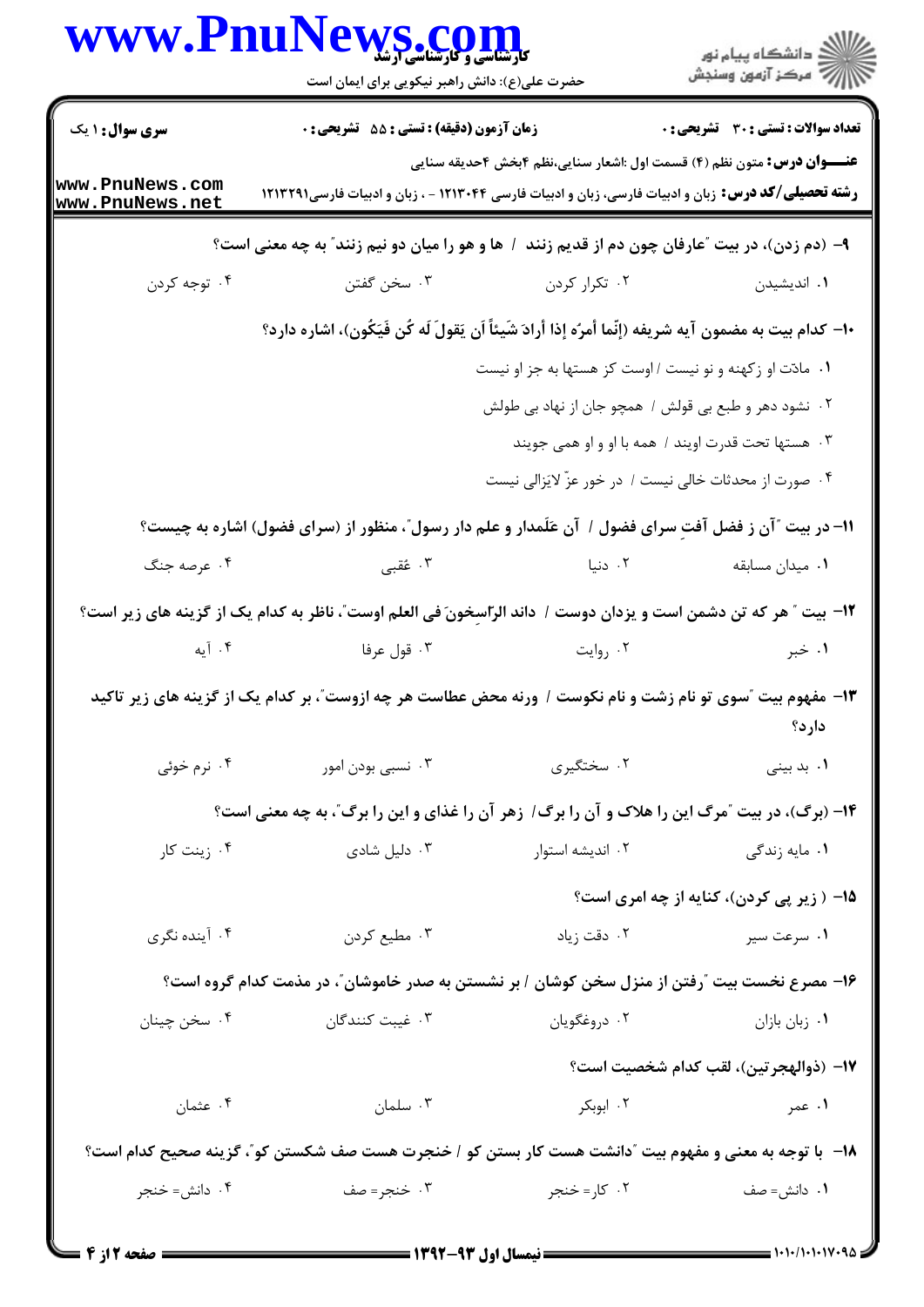**سری سوال:** ۱ یک | **زمان آزمون (دقیقه) : تستی :** ۵۵ **تشریحی :** ۰ | **تعداد سوالات : تستی :** ۳۰ **تشریحی :** ۰

**عنـــوان درس:** متون نظم (۴) قسمت اول :اشعار سنایی،نظم ۴بخش ۴حدیقه سنایی

**رشته تحصیلی/کد درس:** زبان و ادبیات فارسی، زبان و ادبیات فارسی ۱۲۱۳۰۴۴ - ، زبان و ادبیات فارسی۱۲۱۳۲۹۱

۹- (دم زدن)، در بیت "عارفان چون دم از قدیم زنند / ها و هو را میان دو نیم زنند" به چه معنی است؟

۱. اندیشیدن
۲. تکرار کردن
۳. سخن گفتن
۴. توجه کردن

۱۰- کدام بیت به مضمون آیه شریفه (إنّما أمرُه إذا أرادَ شَیئاً أن یَقولَ لَه کُن فَیَکُون)، اشاره دارد؟

۱. مادّت او زکهنه و نو نیست / اوست کز هستها به جز او نیست
۲. نشود دهر و طبع بی قولش / همچو جان از نهاد بی طولش
۳. هستها تحت قدرت اویند / همه با او و او همی جویند
۴. صورت از محدثات خالی نیست / در خور عزّ لایزالی نیست

۱۱- در بیت "آن ز فضل آفتِ سرای فضول / آن عَلَمدار و علم دار رسول"، منظور از (سرای فضول) اشاره به چیست؟

۱. میدان مسابقه
۲. دنیا
۳. عُقبی
۴. عرصه جنگ

۱۲- بیت " هر که تن دشمن است و یزدان دوست / داند الرّاسِخونَ فی العلم اوست"، ناظر به کدام یک از گزینه های زیر است؟

۱. خبر
۲. روایت
۳. قول عرفا
۴. آیه

۱۳- مفهوم بیت "سوی تو نام زشت و نام نکوست / ورنه محض عطاست هر چه ازوست"، بر کدام یک از گزینه های زیر تاکید دارد؟

۱. بد بینی
۲. سختگیری
۳. نسبی بودن امور
۴. نرم خوئی

۱۴- (برگ)، در بیت "مرگ این را هلاک و آن را برگ/ زهر آن را غذای و این را برگ"، به چه معنی است؟

۱. مایه زندگی
۲. اندیشه استوار
۳. دلیل شادی
۴. زینت کار

۱۵- ( زیر پی کردن)، کنایه از چه امری است؟

۱. سرعت سیر
۲. دقت زیاد
۳. مطیع کردن
۴. آینده نگری

۱۶- مصرع نخست بیت "رفتن از منزل سخن کوشان / بر نشستن به صدر خاموشان"، در مذمت کدام گروه است؟

۱. زبان بازان
۲. دروغگویان
۳. غیبت کنندگان
۴. سخن چینان

۱۷- (ذوالهجرتین)، لقب کدام شخصیت است؟

۱. عمر
۲. ابوبکر
۳. سلمان
۴. عثمان

۱۸- با توجه به معنی و مفهوم بیت "دانشت هست کار بستن کو / خنجرت هست صف شکستن کو"، گزینه صحیح کدام است؟

۱. دانش= صف
۲. کار= خنجر
۳. خنجر= صف
۴. دانش= خنجر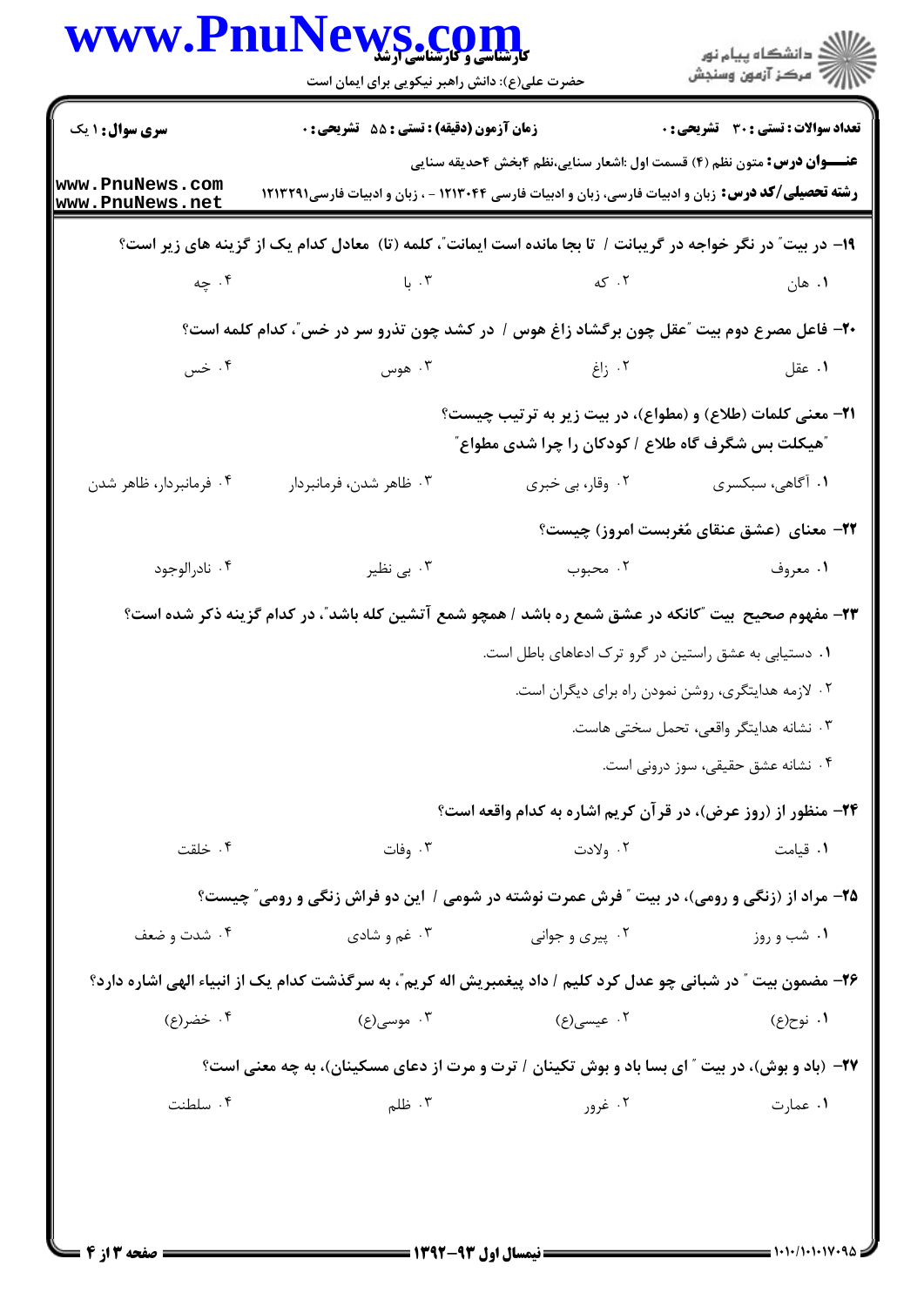**سری سؤال:** ۱ یک

**زمان آزمون (دقیقه) :** تستی : ۵۵  **تشریحی :** ۰

**تعداد سوالات :** تستی : ۳۰  **تشریحی :** ۰

**عنـــوان درس:** متون نظم (۴) قسمت اول :اشعار سنایی،نظم ۴بخش ۴حدیقه سنایی

**رشته تحصیلی/کد درس:** زبان و ادبیات فارسی، زبان و ادبیات فارسی ۱۲۱۳۰۴۴ - ، زبان و ادبیات فارسی۱۲۱۳۲۹۱

۱۹- در بیت" در نگر خواجه در گریبانت / تا بجا مانده است ایمانت"، کلمه (تا) معادل کدام یک از گزینه های زیر است؟

۱. هان  ۲. که  ۳. با  ۴. چه

۲۰- فاعل مصرع دوم بیت "عقل چون برگشاد زاغ هوس / در کشد چون تذرو سر در خس"، کدام کلمه است؟

۱. عقل  ۲. زاغ  ۳. هوس  ۴. خس

۲۱- معنی کلمات (طلاع) و (مطواع)، در بیت زیر به ترتیب چیست؟

"هیکلت بس شگرف گاه طلاع / کودکان را چرا شدی مطواع"

۱. آگاهی، سبکسری  ۲. وقار، بی خبری  ۳. ظاهر شدن، فرمانبردار  ۴. فرمانبردار، ظاهر شدن

۲۲- معنای (عشق عنقای مُغربست امروز) چیست؟

۱. معروف  ۲. محبوب  ۳. بی نظیر  ۴. نادرالوجود

۲۳- مفهوم صحیح بیت "کانکه در عشق شمع ره باشد / همچو شمع آتشین کله باشد"، در کدام گزینه ذکر شده است؟

۱. دستیابی به عشق راستین در گرو ترک ادعاهای باطل است.

۲. لازمه هدایتگری، روشن نمودن راه برای دیگران است.

۳. نشانه هدایتگر واقعی، تحمل سختی هاست.

۴. نشانه عشق حقیقی، سوز درونی است.

۲۴- منظور از (روز عرض)، در قرآن کریم اشاره به کدام واقعه است؟

۱. قیامت  ۲. ولادت  ۳. وفات  ۴. خلقت

۲۵- مراد از (زنگی و رومی)، در بیت " فرش عمرت نوشته در شومی / این دو فراش زنگی و رومی" چیست؟

۱. شب و روز  ۲. پیری و جوانی  ۳. غم و شادی  ۴. شدت و ضعف

۲۶- مضمون بیت " در شبانی چو عدل کرد کلیم / داد پیغمبریش اله کریم"، به سرگذشت کدام یک از انبیاء الهی اشاره دارد؟

۱. نوح(ع)  ۲. عیسی(ع)  ۳. موسی(ع)  ۴. خضر(ع)

۲۷- (باد و بوش)، در بیت " ای بسا باد و بوش تکینان / ترت و مرت از دعای مسکینان)، به چه معنی است؟

۱. عمارت  ۲. غرور  ۳. ظلم  ۴. سلطنت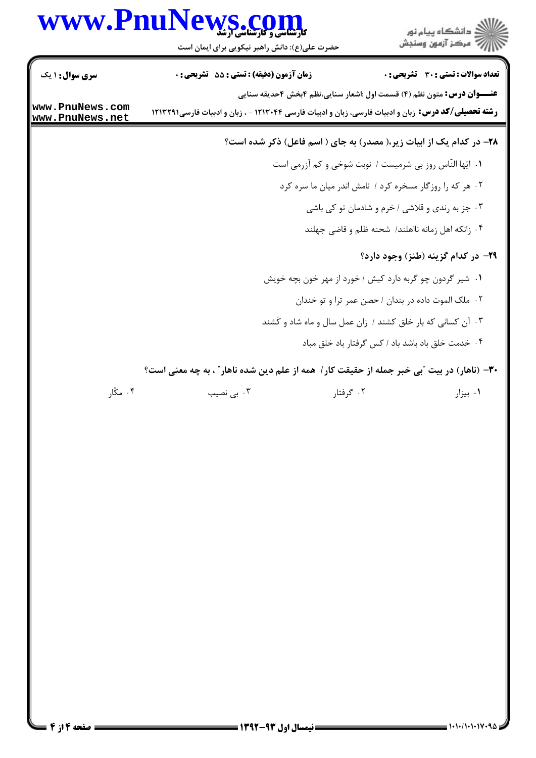**۲۸- در کدام یک از ابیات زیر،( مصدر) به جای ( اسم فاعل) ذکر شده است؟**

۱. ایّها النّاس روز بی شرمیست / نوبت شوخی و کم آزرمی است

۲. هر که را روزگار مسخره کرد / نامش اندر میان ما سره کرد

۳. جز به رندی و قلاشی / خرم و شادمان تو کی باشی

۴. زانکه اهل زمانه ناهلند/ شحنه ظلم و قاضی جهلند

**۲۹- در کدام گزینه (طنز) وجود دارد؟**

۱. شیر گردون چو گربه دارد کیش / خورد از مهر خون بچه خویش

۲. ملک الموت داده در بندان / حصن عمر ترا و تو خندان

۳. آن کسانی که بار خلق کشند / زان عمل سال و ماه شاد و کَشند

۴. خدمت خلق باد باشد باد / کس گرفتار باد خلق مباد

**۳۰- (ناهار) در بیت "بی خبر جمله از حقیقت کار/ همه از علم دین شده ناهار" ، به چه معنی است؟**

۱. بیزار

۲. گرفتار

۳. بی نصیب

۴. مکّار